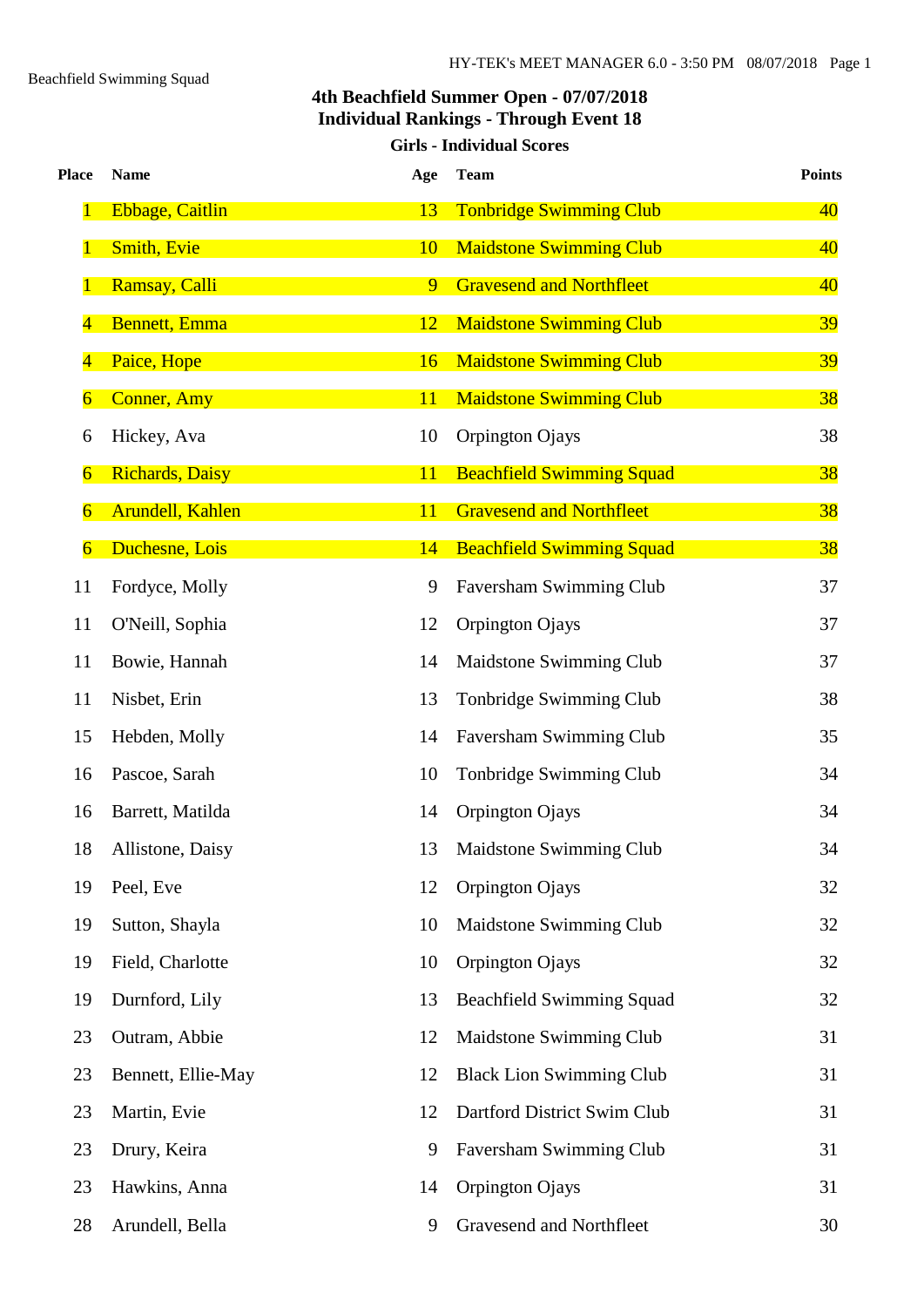Beachfield Swimming Squad

**4th Beachfield Summer Open - 07/07/2018**
**Individual Rankings - Through Event 18**

**Girls - Individual Scores**

| Place | Name | Age | Team | Points |
|---|---|---|---|---|
| 1 | Ebbage, Caitlin | 13 | Tonbridge Swimming Club | 40 |
| 1 | Smith, Evie | 10 | Maidstone Swimming Club | 40 |
| 1 | Ramsay, Calli | 9 | Gravesend and Northfleet | 40 |
| 4 | Bennett, Emma | 12 | Maidstone Swimming Club | 39 |
| 4 | Paice, Hope | 16 | Maidstone Swimming Club | 39 |
| 6 | Conner, Amy | 11 | Maidstone Swimming Club | 38 |
| 6 | Hickey, Ava | 10 | Orpington Ojays | 38 |
| 6 | Richards, Daisy | 11 | Beachfield Swimming Squad | 38 |
| 6 | Arundell, Kahlen | 11 | Gravesend and Northfleet | 38 |
| 6 | Duchesne, Lois | 14 | Beachfield Swimming Squad | 38 |
| 11 | Fordyce, Molly | 9 | Faversham Swimming Club | 37 |
| 11 | O'Neill, Sophia | 12 | Orpington Ojays | 37 |
| 11 | Bowie, Hannah | 14 | Maidstone Swimming Club | 37 |
| 11 | Nisbet, Erin | 13 | Tonbridge Swimming Club | 38 |
| 15 | Hebden, Molly | 14 | Faversham Swimming Club | 35 |
| 16 | Pascoe, Sarah | 10 | Tonbridge Swimming Club | 34 |
| 16 | Barrett, Matilda | 14 | Orpington Ojays | 34 |
| 18 | Allistone, Daisy | 13 | Maidstone Swimming Club | 34 |
| 19 | Peel, Eve | 12 | Orpington Ojays | 32 |
| 19 | Sutton, Shayla | 10 | Maidstone Swimming Club | 32 |
| 19 | Field, Charlotte | 10 | Orpington Ojays | 32 |
| 19 | Durnford, Lily | 13 | Beachfield Swimming Squad | 32 |
| 23 | Outram, Abbie | 12 | Maidstone Swimming Club | 31 |
| 23 | Bennett, Ellie-May | 12 | Black Lion Swimming Club | 31 |
| 23 | Martin, Evie | 12 | Dartford District Swim Club | 31 |
| 23 | Drury, Keira | 9 | Faversham Swimming Club | 31 |
| 23 | Hawkins, Anna | 14 | Orpington Ojays | 31 |
| 28 | Arundell, Bella | 9 | Gravesend and Northfleet | 30 |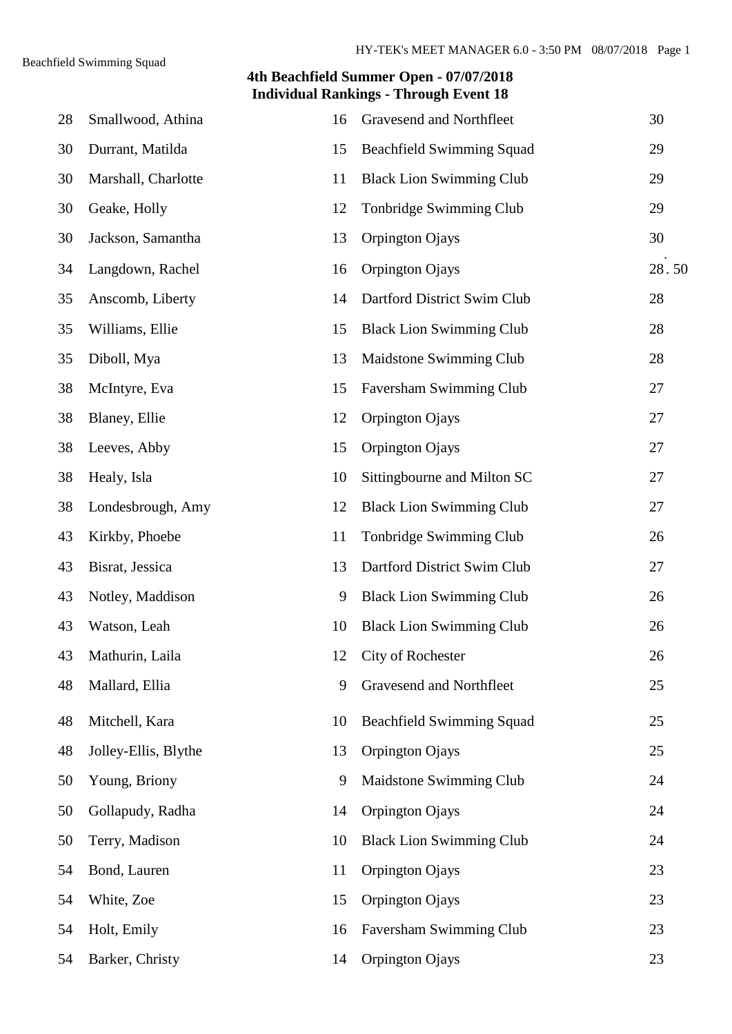Beachfield Swimming Squad

## 4th Beachfield Summer Open - 07/07/2018
## Individual Rankings - Through Event 18

| | | | | |
|---|---|---|---|---|
| 28 | Smallwood, Athina | 16 | Gravesend and Northfleet | 30 |
| 30 | Durrant, Matilda | 15 | Beachfield Swimming Squad | 29 |
| 30 | Marshall, Charlotte | 11 | Black Lion Swimming Club | 29 |
| 30 | Geake, Holly | 12 | Tonbridge Swimming Club | 29 |
| 30 | Jackson, Samantha | 13 | Orpington Ojays | 30 |
| 34 | Langdown, Rachel | 16 | Orpington Ojays | 28.50 |
| 35 | Anscomb, Liberty | 14 | Dartford District Swim Club | 28 |
| 35 | Williams, Ellie | 15 | Black Lion Swimming Club | 28 |
| 35 | Diboll, Mya | 13 | Maidstone Swimming Club | 28 |
| 38 | McIntyre, Eva | 15 | Faversham Swimming Club | 27 |
| 38 | Blaney, Ellie | 12 | Orpington Ojays | 27 |
| 38 | Leeves, Abby | 15 | Orpington Ojays | 27 |
| 38 | Healy, Isla | 10 | Sittingbourne and Milton SC | 27 |
| 38 | Londesbrough, Amy | 12 | Black Lion Swimming Club | 27 |
| 43 | Kirkby, Phoebe | 11 | Tonbridge Swimming Club | 26 |
| 43 | Bisrat, Jessica | 13 | Dartford District Swim Club | 27 |
| 43 | Notley, Maddison | 9 | Black Lion Swimming Club | 26 |
| 43 | Watson, Leah | 10 | Black Lion Swimming Club | 26 |
| 43 | Mathurin, Laila | 12 | City of Rochester | 26 |
| 48 | Mallard, Ellia | 9 | Gravesend and Northfleet | 25 |
| 48 | Mitchell, Kara | 10 | Beachfield Swimming Squad | 25 |
| 48 | Jolley-Ellis, Blythe | 13 | Orpington Ojays | 25 |
| 50 | Young, Briony | 9 | Maidstone Swimming Club | 24 |
| 50 | Gollapudy, Radha | 14 | Orpington Ojays | 24 |
| 50 | Terry, Madison | 10 | Black Lion Swimming Club | 24 |
| 54 | Bond, Lauren | 11 | Orpington Ojays | 23 |
| 54 | White, Zoe | 15 | Orpington Ojays | 23 |
| 54 | Holt, Emily | 16 | Faversham Swimming Club | 23 |
| 54 | Barker, Christy | 14 | Orpington Ojays | 23 |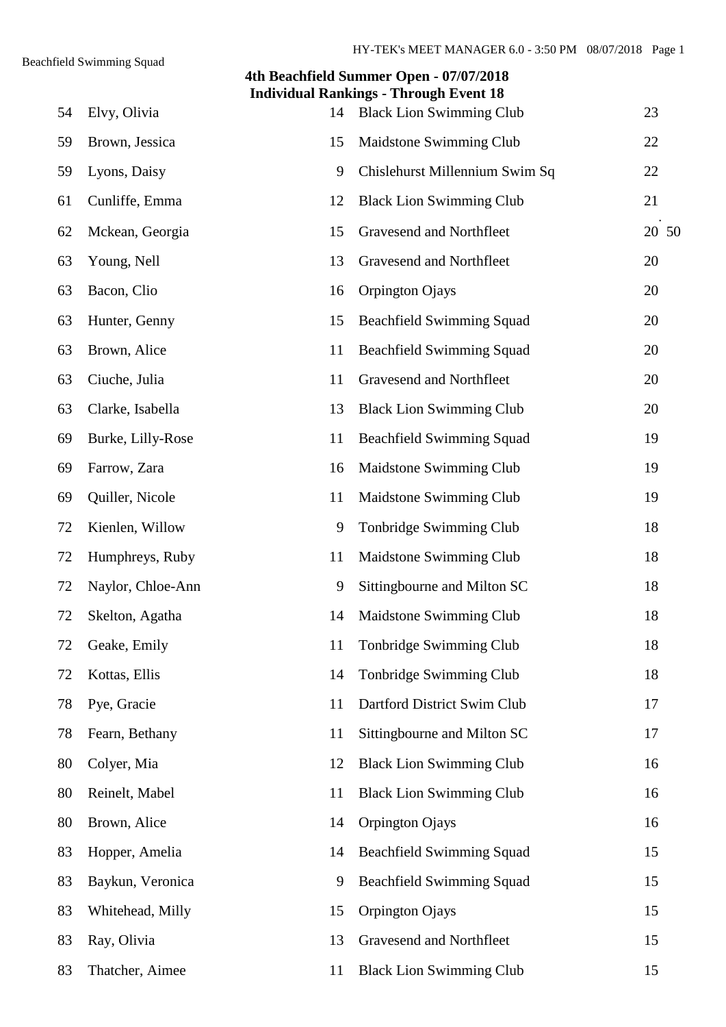Beachfield Swimming Squad

**4th Beachfield Summer Open - 07/07/2018**
**Individual Rankings - Through Event 18**

| | | | | |
|---|---|---|---|---|
| 54 | Elvy, Olivia | 14 | Black Lion Swimming Club | 23 |
| 59 | Brown, Jessica | 15 | Maidstone Swimming Club | 22 |
| 59 | Lyons, Daisy | 9 | Chislehurst Millennium Swim Sq | 22 |
| 61 | Cunliffe, Emma | 12 | Black Lion Swimming Club | 21 |
| 62 | Mckean, Georgia | 15 | Gravesend and Northfleet | 20.50 |
| 63 | Young, Nell | 13 | Gravesend and Northfleet | 20 |
| 63 | Bacon, Clio | 16 | Orpington Ojays | 20 |
| 63 | Hunter, Genny | 15 | Beachfield Swimming Squad | 20 |
| 63 | Brown, Alice | 11 | Beachfield Swimming Squad | 20 |
| 63 | Ciuche, Julia | 11 | Gravesend and Northfleet | 20 |
| 63 | Clarke, Isabella | 13 | Black Lion Swimming Club | 20 |
| 69 | Burke, Lilly-Rose | 11 | Beachfield Swimming Squad | 19 |
| 69 | Farrow, Zara | 16 | Maidstone Swimming Club | 19 |
| 69 | Quiller, Nicole | 11 | Maidstone Swimming Club | 19 |
| 72 | Kienlen, Willow | 9 | Tonbridge Swimming Club | 18 |
| 72 | Humphreys, Ruby | 11 | Maidstone Swimming Club | 18 |
| 72 | Naylor, Chloe-Ann | 9 | Sittingbourne and Milton SC | 18 |
| 72 | Skelton, Agatha | 14 | Maidstone Swimming Club | 18 |
| 72 | Geake, Emily | 11 | Tonbridge Swimming Club | 18 |
| 72 | Kottas, Ellis | 14 | Tonbridge Swimming Club | 18 |
| 78 | Pye, Gracie | 11 | Dartford District Swim Club | 17 |
| 78 | Fearn, Bethany | 11 | Sittingbourne and Milton SC | 17 |
| 80 | Colyer, Mia | 12 | Black Lion Swimming Club | 16 |
| 80 | Reinelt, Mabel | 11 | Black Lion Swimming Club | 16 |
| 80 | Brown, Alice | 14 | Orpington Ojays | 16 |
| 83 | Hopper, Amelia | 14 | Beachfield Swimming Squad | 15 |
| 83 | Baykun, Veronica | 9 | Beachfield Swimming Squad | 15 |
| 83 | Whitehead, Milly | 15 | Orpington Ojays | 15 |
| 83 | Ray, Olivia | 13 | Gravesend and Northfleet | 15 |
| 83 | Thatcher, Aimee | 11 | Black Lion Swimming Club | 15 |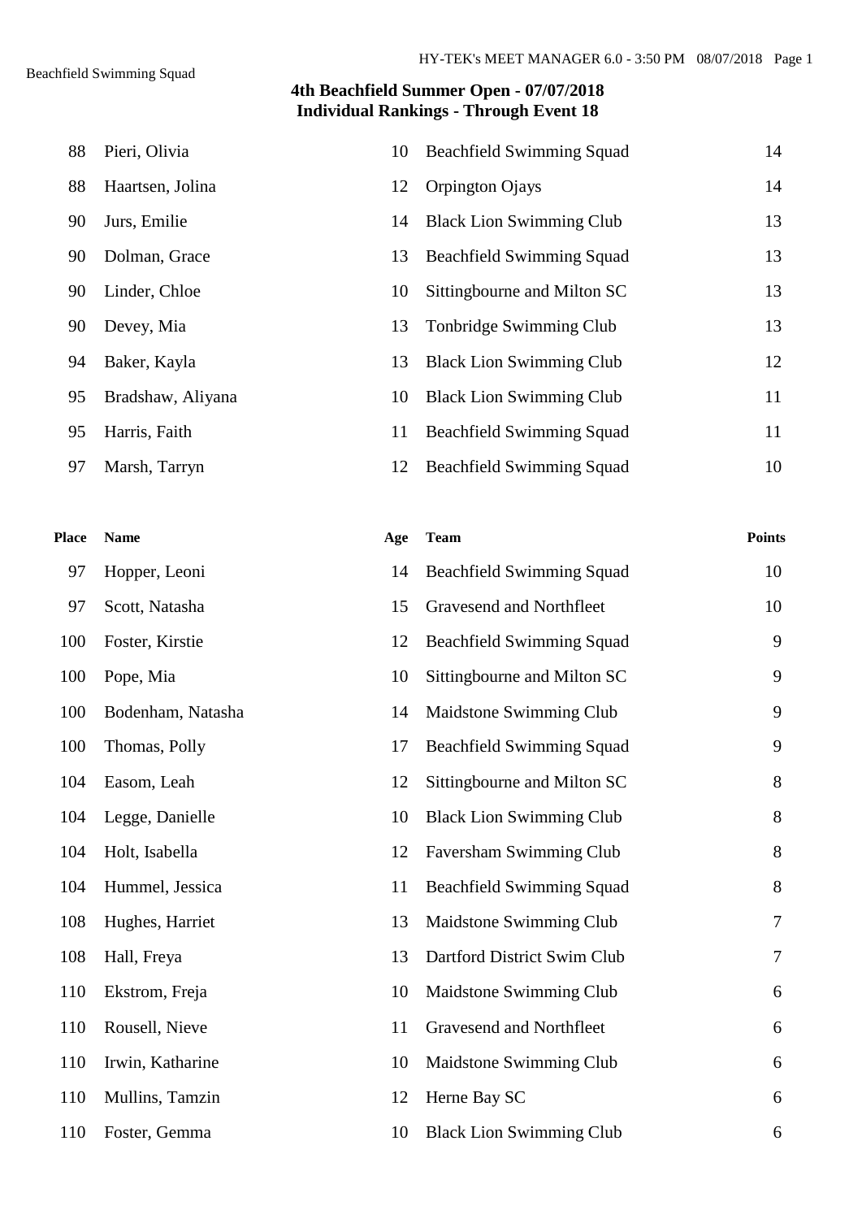# 4th Beachfield Summer Open - 07/07/2018
## Individual Rankings - Through Event 18

| Place | Name | Age | Team | Points |
|---|---|---|---|---|
| 88 | Pieri, Olivia | 10 | Beachfield Swimming Squad | 14 |
| 88 | Haartsen, Jolina | 12 | Orpington Ojays | 14 |
| 90 | Jurs, Emilie | 14 | Black Lion Swimming Club | 13 |
| 90 | Dolman, Grace | 13 | Beachfield Swimming Squad | 13 |
| 90 | Linder, Chloe | 10 | Sittingbourne and Milton SC | 13 |
| 90 | Devey, Mia | 13 | Tonbridge Swimming Club | 13 |
| 94 | Baker, Kayla | 13 | Black Lion Swimming Club | 12 |
| 95 | Bradshaw, Aliyana | 10 | Black Lion Swimming Club | 11 |
| 95 | Harris, Faith | 11 | Beachfield Swimming Squad | 11 |
| 97 | Marsh, Tarryn | 12 | Beachfield Swimming Squad | 10 |
| 97 | Hopper, Leoni | 14 | Beachfield Swimming Squad | 10 |
| 97 | Scott, Natasha | 15 | Gravesend and Northfleet | 10 |
| 100 | Foster, Kirstie | 12 | Beachfield Swimming Squad | 9 |
| 100 | Pope, Mia | 10 | Sittingbourne and Milton SC | 9 |
| 100 | Bodenham, Natasha | 14 | Maidstone Swimming Club | 9 |
| 100 | Thomas, Polly | 17 | Beachfield Swimming Squad | 9 |
| 104 | Easom, Leah | 12 | Sittingbourne and Milton SC | 8 |
| 104 | Legge, Danielle | 10 | Black Lion Swimming Club | 8 |
| 104 | Holt, Isabella | 12 | Faversham Swimming Club | 8 |
| 104 | Hummel, Jessica | 11 | Beachfield Swimming Squad | 8 |
| 108 | Hughes, Harriet | 13 | Maidstone Swimming Club | 7 |
| 108 | Hall, Freya | 13 | Dartford District Swim Club | 7 |
| 110 | Ekstrom, Freja | 10 | Maidstone Swimming Club | 6 |
| 110 | Rousell, Nieve | 11 | Gravesend and Northfleet | 6 |
| 110 | Irwin, Katharine | 10 | Maidstone Swimming Club | 6 |
| 110 | Mullins, Tamzin | 12 | Herne Bay SC | 6 |
| 110 | Foster, Gemma | 10 | Black Lion Swimming Club | 6 |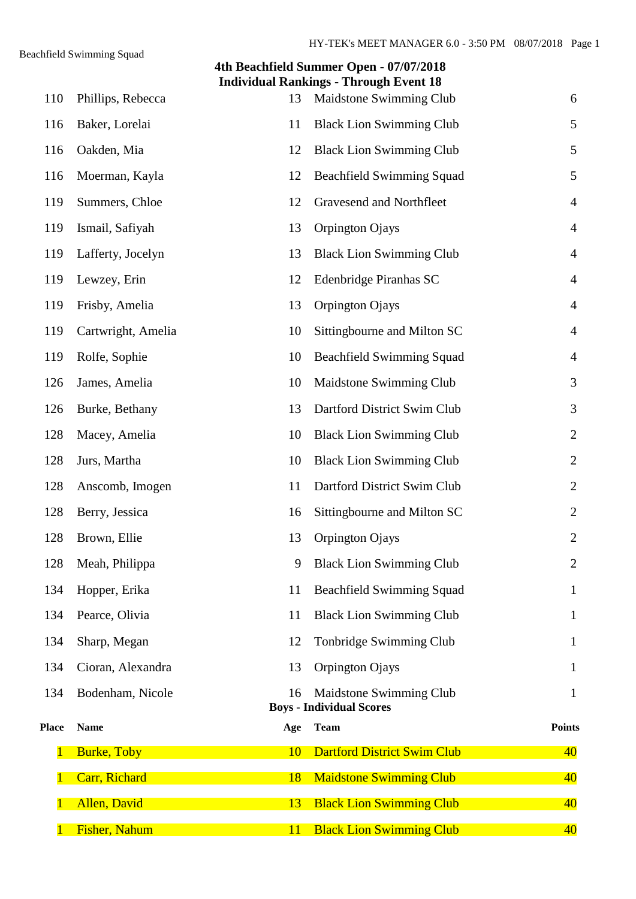Beachfield Swimming Squad

## 4th Beachfield Summer Open - 07/07/2018
### Individual Rankings - Through Event 18

| Place | Name | Age | Team | Points |
|---|---|---|---|---|
| 110 | Phillips, Rebecca | 13 | Maidstone Swimming Club | 6 |
| 116 | Baker, Lorelai | 11 | Black Lion Swimming Club | 5 |
| 116 | Oakden, Mia | 12 | Black Lion Swimming Club | 5 |
| 116 | Moerman, Kayla | 12 | Beachfield Swimming Squad | 5 |
| 119 | Summers, Chloe | 12 | Gravesend and Northfleet | 4 |
| 119 | Ismail, Safiyah | 13 | Orpington Ojays | 4 |
| 119 | Lafferty, Jocelyn | 13 | Black Lion Swimming Club | 4 |
| 119 | Lewzey, Erin | 12 | Edenbridge Piranhas SC | 4 |
| 119 | Frisby, Amelia | 13 | Orpington Ojays | 4 |
| 119 | Cartwright, Amelia | 10 | Sittingbourne and Milton SC | 4 |
| 119 | Rolfe, Sophie | 10 | Beachfield Swimming Squad | 4 |
| 126 | James, Amelia | 10 | Maidstone Swimming Club | 3 |
| 126 | Burke, Bethany | 13 | Dartford District Swim Club | 3 |
| 128 | Macey, Amelia | 10 | Black Lion Swimming Club | 2 |
| 128 | Jurs, Martha | 10 | Black Lion Swimming Club | 2 |
| 128 | Anscomb, Imogen | 11 | Dartford District Swim Club | 2 |
| 128 | Berry, Jessica | 16 | Sittingbourne and Milton SC | 2 |
| 128 | Brown, Ellie | 13 | Orpington Ojays | 2 |
| 128 | Meah, Philippa | 9 | Black Lion Swimming Club | 2 |
| 134 | Hopper, Erika | 11 | Beachfield Swimming Squad | 1 |
| 134 | Pearce, Olivia | 11 | Black Lion Swimming Club | 1 |
| 134 | Sharp, Megan | 12 | Tonbridge Swimming Club | 1 |
| 134 | Cioran, Alexandra | 13 | Orpington Ojays | 1 |
| 134 | Bodenham, Nicole | 16 | Maidstone Swimming Club | 1 |

### Boys - Individual Scores

| Place | Name | Age | Team | Points |
|---|---|---|---|---|
| 1 | Burke, Toby | 10 | Dartford District Swim Club | 40 |
| 1 | Carr, Richard | 18 | Maidstone Swimming Club | 40 |
| 1 | Allen, David | 13 | Black Lion Swimming Club | 40 |
| 1 | Fisher, Nahum | 11 | Black Lion Swimming Club | 40 |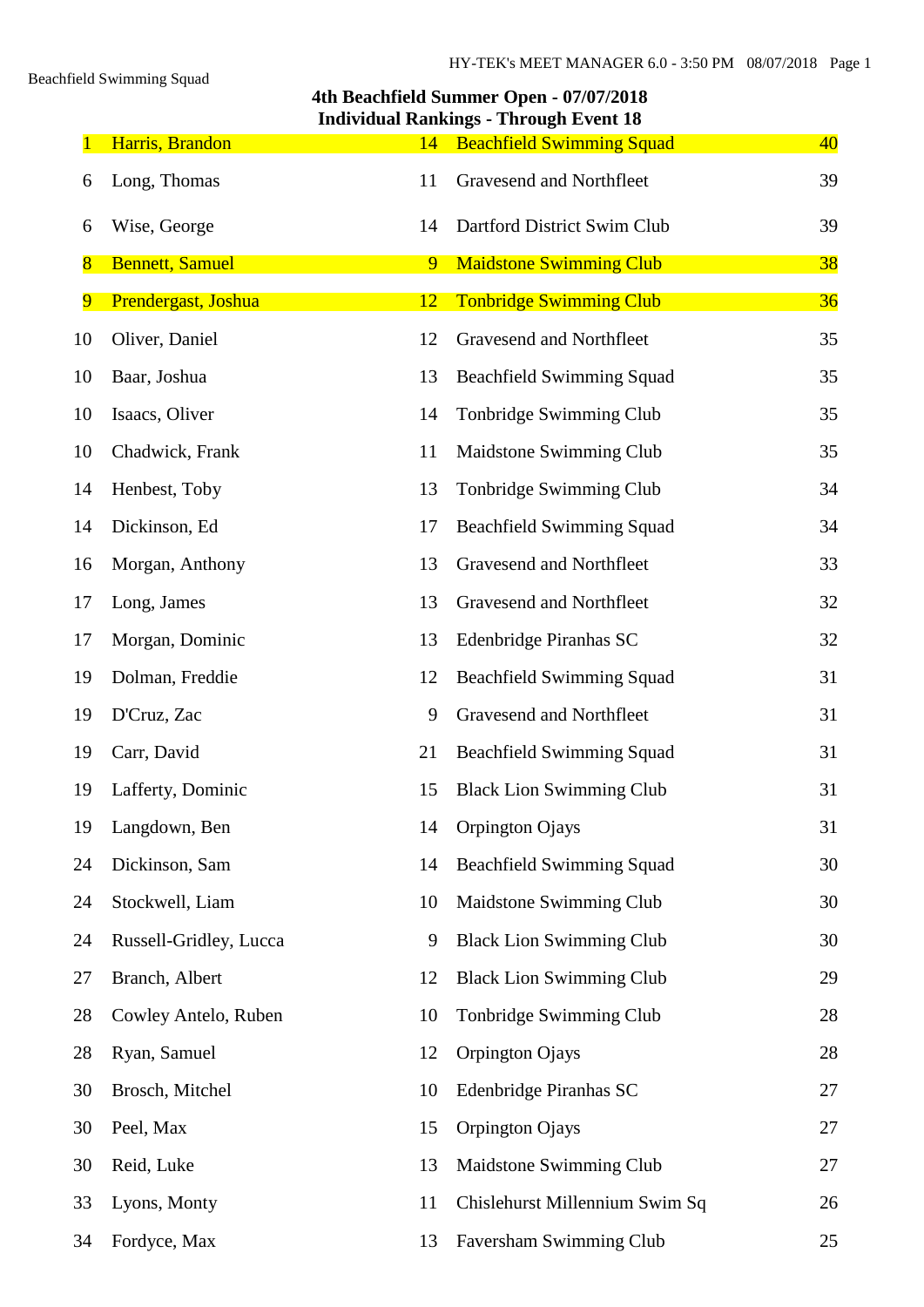Beachfield Swimming Squad

## 4th Beachfield Summer Open - 07/07/2018
## Individual Rankings - Through Event 18

| Rank | Name | Age | Team | Points |
|---|---|---|---|---|
| 1 | Harris, Brandon | 14 | Beachfield Swimming Squad | 40 |
| 6 | Long, Thomas | 11 | Gravesend and Northfleet | 39 |
| 6 | Wise, George | 14 | Dartford District Swim Club | 39 |
| 8 | Bennett, Samuel | 9 | Maidstone Swimming Club | 38 |
| 9 | Prendergast, Joshua | 12 | Tonbridge Swimming Club | 36 |
| 10 | Oliver, Daniel | 12 | Gravesend and Northfleet | 35 |
| 10 | Baar, Joshua | 13 | Beachfield Swimming Squad | 35 |
| 10 | Isaacs, Oliver | 14 | Tonbridge Swimming Club | 35 |
| 10 | Chadwick, Frank | 11 | Maidstone Swimming Club | 35 |
| 14 | Henbest, Toby | 13 | Tonbridge Swimming Club | 34 |
| 14 | Dickinson, Ed | 17 | Beachfield Swimming Squad | 34 |
| 16 | Morgan, Anthony | 13 | Gravesend and Northfleet | 33 |
| 17 | Long, James | 13 | Gravesend and Northfleet | 32 |
| 17 | Morgan, Dominic | 13 | Edenbridge Piranhas SC | 32 |
| 19 | Dolman, Freddie | 12 | Beachfield Swimming Squad | 31 |
| 19 | D'Cruz, Zac | 9 | Gravesend and Northfleet | 31 |
| 19 | Carr, David | 21 | Beachfield Swimming Squad | 31 |
| 19 | Lafferty, Dominic | 15 | Black Lion Swimming Club | 31 |
| 19 | Langdown, Ben | 14 | Orpington Ojays | 31 |
| 24 | Dickinson, Sam | 14 | Beachfield Swimming Squad | 30 |
| 24 | Stockwell, Liam | 10 | Maidstone Swimming Club | 30 |
| 24 | Russell-Gridley, Lucca | 9 | Black Lion Swimming Club | 30 |
| 27 | Branch, Albert | 12 | Black Lion Swimming Club | 29 |
| 28 | Cowley Antelo, Ruben | 10 | Tonbridge Swimming Club | 28 |
| 28 | Ryan, Samuel | 12 | Orpington Ojays | 28 |
| 30 | Brosch, Mitchel | 10 | Edenbridge Piranhas SC | 27 |
| 30 | Peel, Max | 15 | Orpington Ojays | 27 |
| 30 | Reid, Luke | 13 | Maidstone Swimming Club | 27 |
| 33 | Lyons, Monty | 11 | Chislehurst Millennium Swim Sq | 26 |
| 34 | Fordyce, Max | 13 | Faversham Swimming Club | 25 |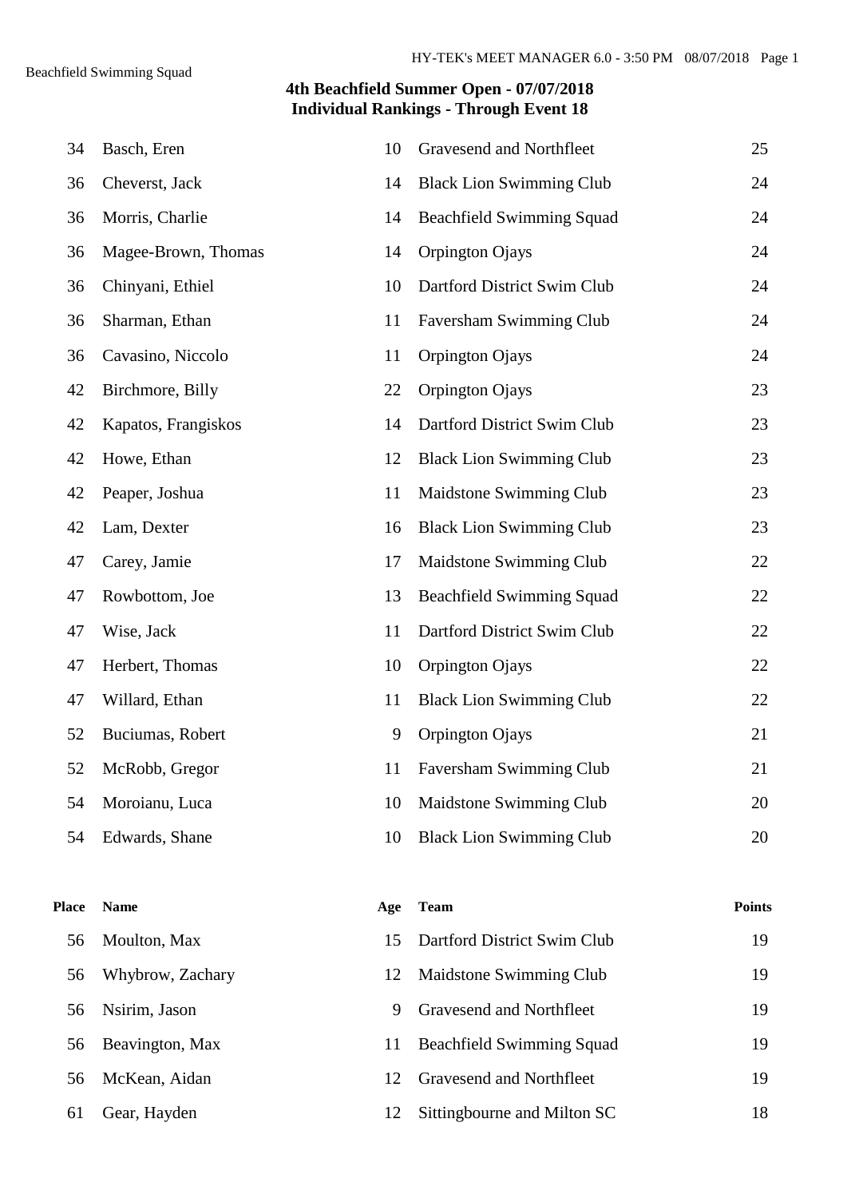# 4th Beachfield Summer Open - 07/07/2018
## Individual Rankings - Through Event 18

| Place | Name | Age | Team | Points |
|---|---|---|---|---|
| 34 | Basch, Eren | 10 | Gravesend and Northfleet | 25 |
| 36 | Cheverst, Jack | 14 | Black Lion Swimming Club | 24 |
| 36 | Morris, Charlie | 14 | Beachfield Swimming Squad | 24 |
| 36 | Magee-Brown, Thomas | 14 | Orpington Ojays | 24 |
| 36 | Chinyani, Ethiel | 10 | Dartford District Swim Club | 24 |
| 36 | Sharman, Ethan | 11 | Faversham Swimming Club | 24 |
| 36 | Cavasino, Niccolo | 11 | Orpington Ojays | 24 |
| 42 | Birchmore, Billy | 22 | Orpington Ojays | 23 |
| 42 | Kapatos, Frangiskos | 14 | Dartford District Swim Club | 23 |
| 42 | Howe, Ethan | 12 | Black Lion Swimming Club | 23 |
| 42 | Peaper, Joshua | 11 | Maidstone Swimming Club | 23 |
| 42 | Lam, Dexter | 16 | Black Lion Swimming Club | 23 |
| 47 | Carey, Jamie | 17 | Maidstone Swimming Club | 22 |
| 47 | Rowbottom, Joe | 13 | Beachfield Swimming Squad | 22 |
| 47 | Wise, Jack | 11 | Dartford District Swim Club | 22 |
| 47 | Herbert, Thomas | 10 | Orpington Ojays | 22 |
| 47 | Willard, Ethan | 11 | Black Lion Swimming Club | 22 |
| 52 | Buciumas, Robert | 9 | Orpington Ojays | 21 |
| 52 | McRobb, Gregor | 11 | Faversham Swimming Club | 21 |
| 54 | Moroianu, Luca | 10 | Maidstone Swimming Club | 20 |
| 54 | Edwards, Shane | 10 | Black Lion Swimming Club | 20 |
| 56 | Moulton, Max | 15 | Dartford District Swim Club | 19 |
| 56 | Whybrow, Zachary | 12 | Maidstone Swimming Club | 19 |
| 56 | Nsirim, Jason | 9 | Gravesend and Northfleet | 19 |
| 56 | Beavington, Max | 11 | Beachfield Swimming Squad | 19 |
| 56 | McKean, Aidan | 12 | Gravesend and Northfleet | 19 |
| 61 | Gear, Hayden | 12 | Sittingbourne and Milton SC | 18 |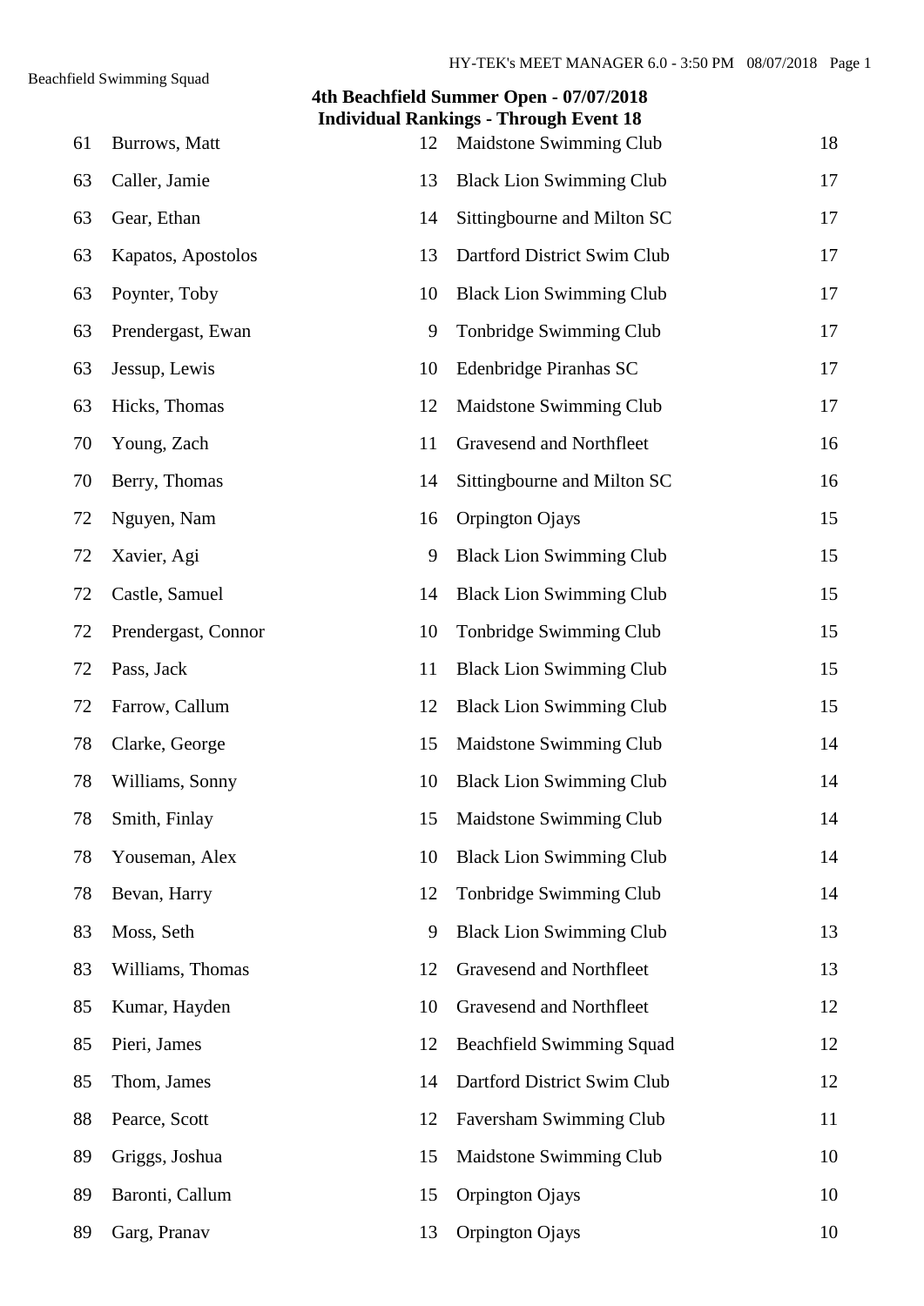## 4th Beachfield Summer Open - 07/07/2018
### Individual Rankings - Through Event 18

| | | | | |
|---|---|---|---|---|
| 61 | Burrows, Matt | 12 | Maidstone Swimming Club | 18 |
| 63 | Caller, Jamie | 13 | Black Lion Swimming Club | 17 |
| 63 | Gear, Ethan | 14 | Sittingbourne and Milton SC | 17 |
| 63 | Kapatos, Apostolos | 13 | Dartford District Swim Club | 17 |
| 63 | Poynter, Toby | 10 | Black Lion Swimming Club | 17 |
| 63 | Prendergast, Ewan | 9 | Tonbridge Swimming Club | 17 |
| 63 | Jessup, Lewis | 10 | Edenbridge Piranhas SC | 17 |
| 63 | Hicks, Thomas | 12 | Maidstone Swimming Club | 17 |
| 70 | Young, Zach | 11 | Gravesend and Northfleet | 16 |
| 70 | Berry, Thomas | 14 | Sittingbourne and Milton SC | 16 |
| 72 | Nguyen, Nam | 16 | Orpington Ojays | 15 |
| 72 | Xavier, Agi | 9 | Black Lion Swimming Club | 15 |
| 72 | Castle, Samuel | 14 | Black Lion Swimming Club | 15 |
| 72 | Prendergast, Connor | 10 | Tonbridge Swimming Club | 15 |
| 72 | Pass, Jack | 11 | Black Lion Swimming Club | 15 |
| 72 | Farrow, Callum | 12 | Black Lion Swimming Club | 15 |
| 78 | Clarke, George | 15 | Maidstone Swimming Club | 14 |
| 78 | Williams, Sonny | 10 | Black Lion Swimming Club | 14 |
| 78 | Smith, Finlay | 15 | Maidstone Swimming Club | 14 |
| 78 | Youseman, Alex | 10 | Black Lion Swimming Club | 14 |
| 78 | Bevan, Harry | 12 | Tonbridge Swimming Club | 14 |
| 83 | Moss, Seth | 9 | Black Lion Swimming Club | 13 |
| 83 | Williams, Thomas | 12 | Gravesend and Northfleet | 13 |
| 85 | Kumar, Hayden | 10 | Gravesend and Northfleet | 12 |
| 85 | Pieri, James | 12 | Beachfield Swimming Squad | 12 |
| 85 | Thom, James | 14 | Dartford District Swim Club | 12 |
| 88 | Pearce, Scott | 12 | Faversham Swimming Club | 11 |
| 89 | Griggs, Joshua | 15 | Maidstone Swimming Club | 10 |
| 89 | Baronti, Callum | 15 | Orpington Ojays | 10 |
| 89 | Garg, Pranav | 13 | Orpington Ojays | 10 |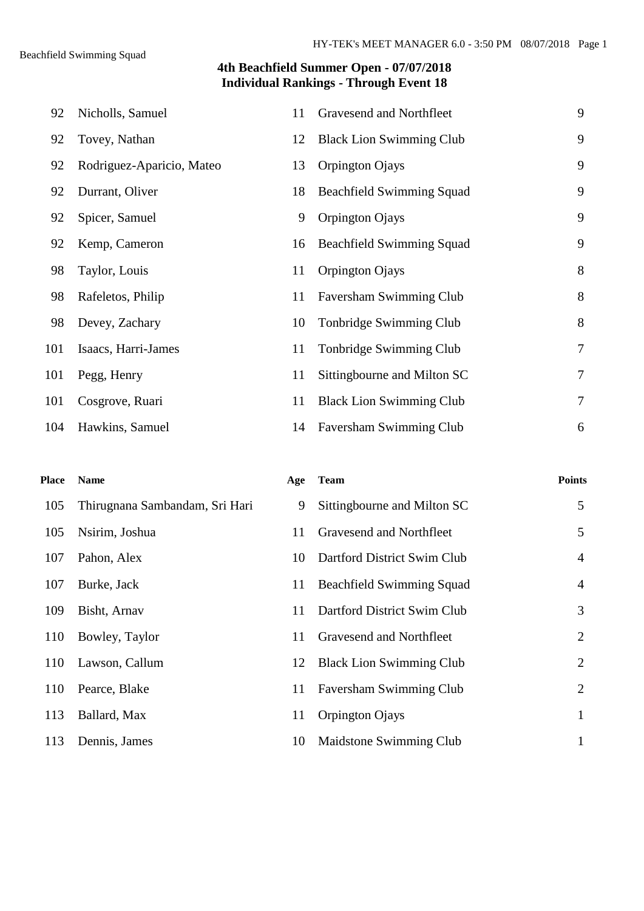Beachfield Swimming Squad

## 4th Beachfield Summer Open - 07/07/2018
## Individual Rankings - Through Event 18

| Place | Name | Age | Team | Points |
|---|---|---|---|---|
| 92 | Nicholls, Samuel | 11 | Gravesend and Northfleet | 9 |
| 92 | Tovey, Nathan | 12 | Black Lion Swimming Club | 9 |
| 92 | Rodriguez-Aparicio, Mateo | 13 | Orpington Ojays | 9 |
| 92 | Durrant, Oliver | 18 | Beachfield Swimming Squad | 9 |
| 92 | Spicer, Samuel | 9 | Orpington Ojays | 9 |
| 92 | Kemp, Cameron | 16 | Beachfield Swimming Squad | 9 |
| 98 | Taylor, Louis | 11 | Orpington Ojays | 8 |
| 98 | Rafeletos, Philip | 11 | Faversham Swimming Club | 8 |
| 98 | Devey, Zachary | 10 | Tonbridge Swimming Club | 8 |
| 101 | Isaacs, Harri-James | 11 | Tonbridge Swimming Club | 7 |
| 101 | Pegg, Henry | 11 | Sittingbourne and Milton SC | 7 |
| 101 | Cosgrove, Ruari | 11 | Black Lion Swimming Club | 7 |
| 104 | Hawkins, Samuel | 14 | Faversham Swimming Club | 6 |
| 105 | Thirugnana Sambandam, Sri Hari | 9 | Sittingbourne and Milton SC | 5 |
| 105 | Nsirim, Joshua | 11 | Gravesend and Northfleet | 5 |
| 107 | Pahon, Alex | 10 | Dartford District Swim Club | 4 |
| 107 | Burke, Jack | 11 | Beachfield Swimming Squad | 4 |
| 109 | Bisht, Arnav | 11 | Dartford District Swim Club | 3 |
| 110 | Bowley, Taylor | 11 | Gravesend and Northfleet | 2 |
| 110 | Lawson, Callum | 12 | Black Lion Swimming Club | 2 |
| 110 | Pearce, Blake | 11 | Faversham Swimming Club | 2 |
| 113 | Ballard, Max | 11 | Orpington Ojays | 1 |
| 113 | Dennis, James | 10 | Maidstone Swimming Club | 1 |